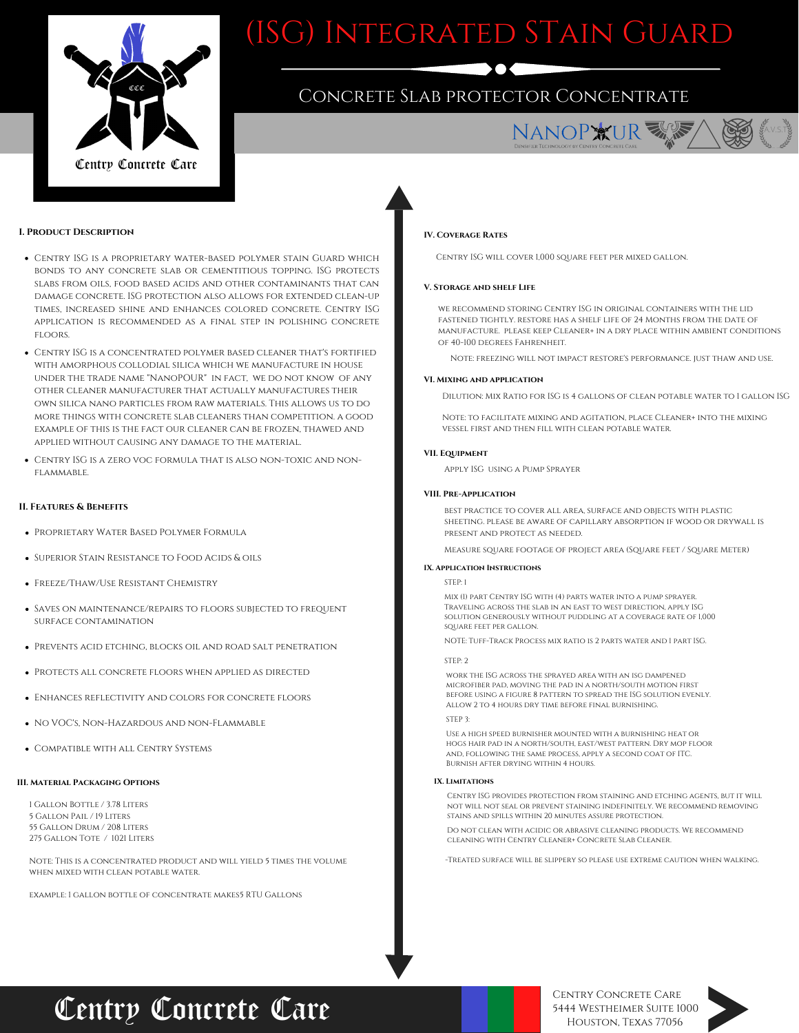# (ISG) Integrated STain Guard

## Concrete Slab protector Concentrate

NANOPOUR — Densifier Technology by Centry Concrete Care

Centry Concrete Care

### I. Product Description

- Centry ISG is a proprietary water-based polymer stain Guard which bonds to any concrete slab or cementitious topping. ISG protects slabs from oils, food based acids and other contaminants that can damage concrete. ISG protection also allows for extended clean-up times, increased shine and enhances colored concrete. Centry ISG application is recommended as a final step in polishing concrete floors.
- Centry ISG is a concentrated polymer based cleaner that's fortified with amorphous collodial silica which we manufacture in house under the trade name "NANOPOUR" in fact, we do not know of any other cleaner manufacturer that actually manufactures their own silica nano particles from raw materials. This allows us to do more things with concrete slab cleaners than competition. a good example of this is the fact our cleaner can be frozen, thawed and applied without causing any damage to the material.
- Centry ISG is a zero VOC formula that is also non-toxic and non-flammable.

### II. Features & Benefits

- Proprietary Water Based Polymer Formula
- Superior Stain Resistance to Food Acids & oils
- Freeze/Thaw/Use Resistant Chemistry
- Saves on maintenance/repairs to floors subjected to frequent surface contamination
- Prevents acid etching, blocks oil and road salt penetration
- Protects all concrete floors when applied as directed
- Enhances reflectivity and colors for concrete floors
- No VOC's, Non-Hazardous and Non-Flammable
- Compatible with all Centry Systems

### III. Material Packaging Options

1 Gallon Bottle / 3.78 Liters
5 Gallon Pail / 19 Liters
55 Gallon Drum / 208 Liters
275 Gallon Tote / 1021 Liters

Note: This is a concentrated product and will yield 5 times the volume when mixed with clean potable water.

example: 1 gallon bottle of concentrate makes5 RTU Gallons

### IV. Coverage Rates

Centry ISG will cover 1,000 square feet per mixed gallon.

### V. Storage and shelf Life

we recommend storing Centry ISG in original containers with the lid fastened tightly. restore has a shelf life of 24 months from the date of manufacture. please keep Cleaner+ in a dry place within ambient conditions of 40-100 degrees Fahrenheit.

Note: freezing will not impact restore's performance. just thaw and use.

### VI. Mixing and application

Dilution: Mix Ratio for ISG is 4 gallons of clean potable water to 1 gallon ISG

Note: to facilitate mixing and agitation, place Cleaner+ into the mixing vessel first and then fill with clean potable water.

### VII. Equipment

Apply ISG using a Pump Sprayer

### VIII. Pre-Application

best practice to cover all area, surface and objects with plastic sheeting. please be aware of capillary absorption if wood or drywall is present and protect as needed.

Measure square footage of project area (square feet / square meter)

### IX. Application Instructions

Step: 1

Mix (1) part Centry ISG with (4) parts water into a pump sprayer. Traveling across the slab in an east to west direction, apply ISG solution generously without puddling at a coverage rate of 1,000 square feet per gallon.

Note: Tuff-Track Process mix ratio is 2 parts water and 1 part ISG.

Step: 2

work the ISG across the sprayed area with an ISG dampened microfiber pad, moving the pad in a north/south motion first before using a figure 8 pattern to spread the ISG solution evenly. Allow 2 to 4 hours dry time before final burnishing.

Step 3:

use a high speed burnisher mounted with a burnishing heat or hogs hair pad in a north/south, east/west pattern. Dry mop floor and, following the same process, apply a second coat of ITC. Burnish after drying within 4 hours.

### IX. Limitations

Centry ISG provides protection from staining and etching agents, but it will not will not seal or prevent staining indefinitely. We recommend removing stains and spills within 20 minutes assure protection.

Do not clean with acidic or abrasive cleaning products. We recommend cleaning with Centry Cleaner+ Concrete Slab Cleaner.

-Treated surface will be slippery so please use extreme caution when walking.

Centry Concrete Care

Centry Concrete Care
5444 Westheimer Suite 1000
Houston, Texas 77056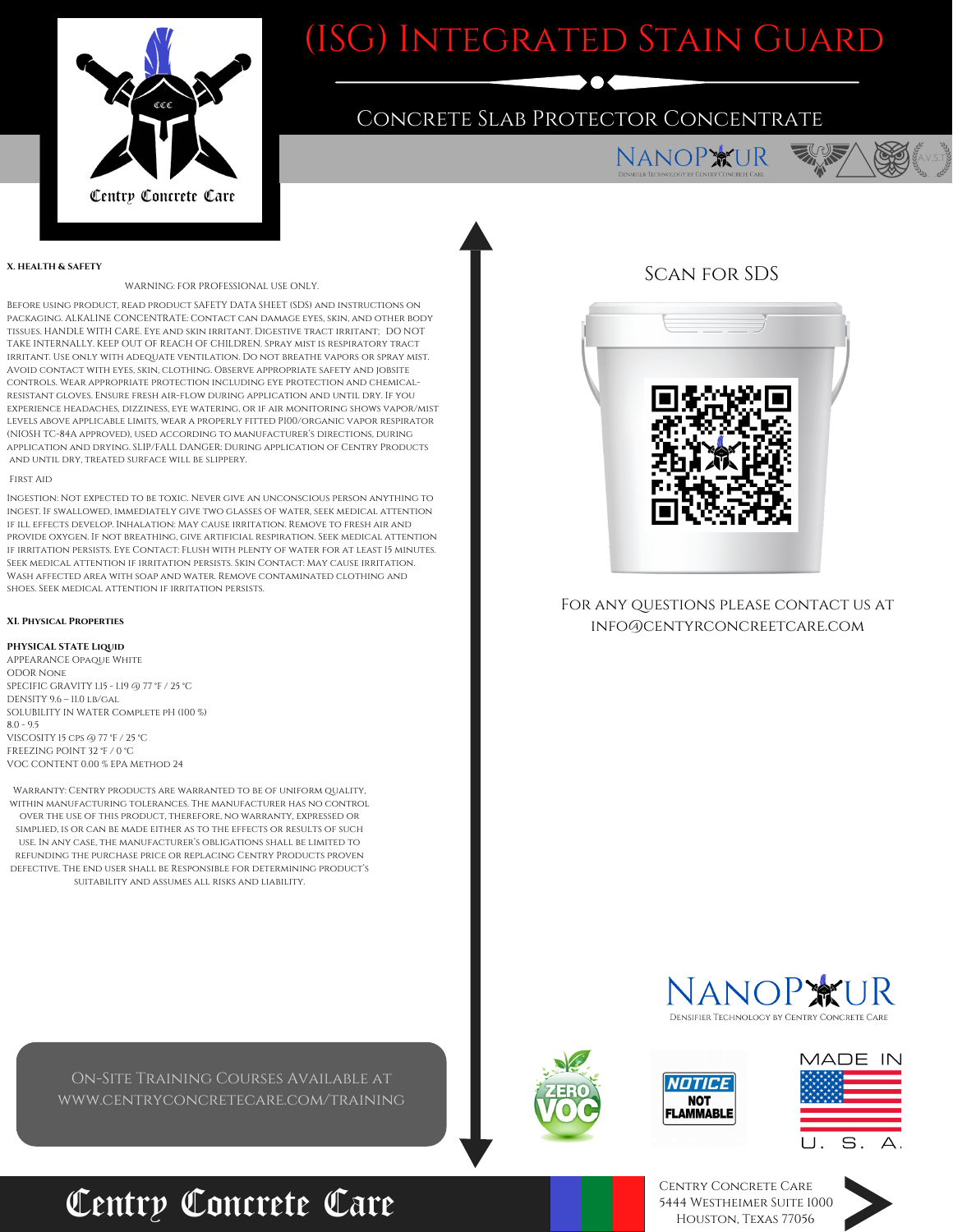# (ISG) Integrated Stain Guard

## Concrete Slab Protector Concentrate

NANOPOUR
Densifier Technology by Centry Concrete Care

### X. Health & Safety

WARNING: FOR PROFESSIONAL USE ONLY.

Before using product, read product SAFETY DATA SHEET (SDS) and instructions on packaging. ALKALINE CONCENTRATE: Contact can damage eyes, skin, and other body tissues. HANDLE WITH CARE. Eye and skin irritant. Digestive tract irritant; DO NOT TAKE INTERNALLY. KEEP OUT OF REACH OF CHILDREN. Spray mist is respiratory tract irritant. Use only with adequate ventilation. Do not breathe vapors or spray mist. Avoid contact with eyes, skin, clothing. Observe appropriate safety and jobsite controls. Wear appropriate protection including eye protection and chemical-resistant gloves. Ensure fresh air-flow during application and until dry. If you experience headaches, dizziness, eye watering, or if air monitoring shows vapor/mist levels above applicable limits, wear a properly fitted P100/organic vapor respirator (NIOSH TC-84A approved), used according to manufacturer's directions, during application and drying. SLIP/FALL DANGER: During application of Centry Products and until dry, treated surface will be slippery.

First Aid

Ingestion: Not expected to be toxic. Never give an unconscious person anything to ingest. If swallowed, immediately give two glasses of water, seek medical attention if ill effects develop. Inhalation: May cause irritation. Remove to fresh air and provide oxygen. If not breathing, give artificial respiration. Seek medical attention if irritation persists. Eye Contact: Flush with plenty of water for at least 15 minutes. Seek medical attention if irritation persists. Skin Contact: May cause irritation. Wash affected area with soap and water. Remove contaminated clothing and shoes. Seek medical attention if irritation persists.

### XI. Physical Properties

**PHYSICAL STATE Liquid**
APPEARANCE Opaque White
ODOR None
SPECIFIC GRAVITY 1.15 - 1.19 @ 77 °F / 25 °C
DENSITY 9.6 – 11.0 lb/gal
SOLUBILITY IN WATER Complete pH (100 %)
8.0 - 9.5
VISCOSITY 15 cps @ 77 °F / 25 °C
FREEZING POINT 32 °F / 0 °C
VOC CONTENT 0.00 % EPA Method 24

Warranty: Centry products are warranted to be of uniform quality, within manufacturing tolerances. The manufacturer has no control over the use of this product, therefore, no warranty, expressed or simplied, is or can be made either as to the effects or results of such use. In any case, the manufacturer's obligations shall be limited to refunding the purchase price or replacing Centry Products proven defective. The end user shall be Responsible for determining product's suitability and assumes all risks and liability.

Scan for SDS

For any questions please contact us at info@centryrconcreetcare.com

On-Site Training Courses Available at www.centryconcretecare.com/training

NANOPOUR
Densifier Technology by Centry Concrete Care

ZERO VOC

NOTICE NOT FLAMMABLE

MADE IN U.S.A.

Centry Concrete Care

Centry Concrete Care
5444 Westheimer Suite 1000
Houston, Texas 77056